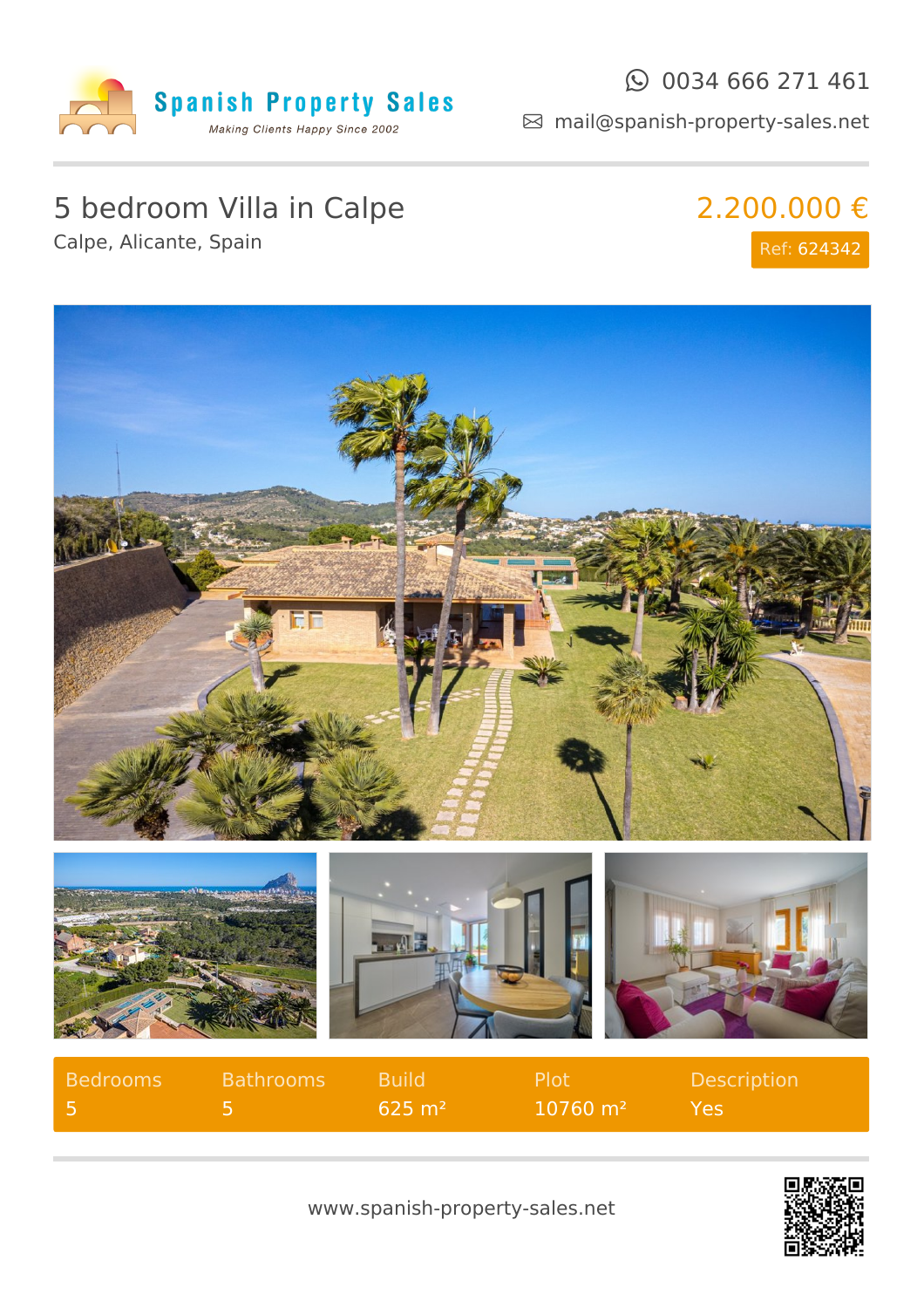Spanish Property Sales

*Making Clients Happy Since 2002*

0034 666 271 461

mail@spanish-property-sales.net

# 5 bedroom Villa in Calpe

Calpe, Alicante, Spain

**2.200.000 €**

Ref: 624342

| Bedrooms | Bathrooms | Build | Plot | Description |
|---|---|---|---|---|
| 5 | 5 | 625 m² | 10760 m² | Yes |

www.spanish-property-sales.net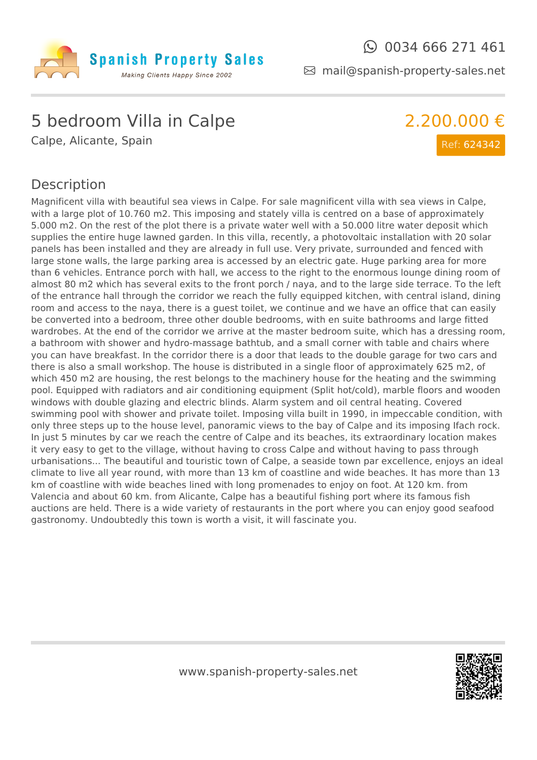Spanish Property Sales

*Making Clients Happy Since 2002*

0034 666 271 461

mail@spanish-property-sales.net

# 5 bedroom Villa in Calpe

Calpe, Alicante, Spain

**2.200.000 €**

Ref: 624342

## Description

Magnificent villa with beautiful sea views in Calpe. For sale magnificent villa with sea views in Calpe, with a large plot of 10.760 m2. This imposing and stately villa is centred on a base of approximately 5.000 m2. On the rest of the plot there is a private water well with a 50.000 litre water deposit which supplies the entire huge lawned garden. In this villa, recently, a photovoltaic installation with 20 solar panels has been installed and they are already in full use. Very private, surrounded and fenced with large stone walls, the large parking area is accessed by an electric gate. Huge parking area for more than 6 vehicles. Entrance porch with hall, we access to the right to the enormous lounge dining room of almost 80 m2 which has several exits to the front porch / naya, and to the large side terrace. To the left of the entrance hall through the corridor we reach the fully equipped kitchen, with central island, dining room and access to the naya, there is a guest toilet, we continue and we have an office that can easily be converted into a bedroom, three other double bedrooms, with en suite bathrooms and large fitted wardrobes. At the end of the corridor we arrive at the master bedroom suite, which has a dressing room, a bathroom with shower and hydro-massage bathtub, and a small corner with table and chairs where you can have breakfast. In the corridor there is a door that leads to the double garage for two cars and there is also a small workshop. The house is distributed in a single floor of approximately 625 m2, of which 450 m2 are housing, the rest belongs to the machinery house for the heating and the swimming pool. Equipped with radiators and air conditioning equipment (Split hot/cold), marble floors and wooden windows with double glazing and electric blinds. Alarm system and oil central heating. Covered swimming pool with shower and private toilet. Imposing villa built in 1990, in impeccable condition, with only three steps up to the house level, panoramic views to the bay of Calpe and its imposing Ifach rock. In just 5 minutes by car we reach the centre of Calpe and its beaches, its extraordinary location makes it very easy to get to the village, without having to cross Calpe and without having to pass through urbanisations... The beautiful and touristic town of Calpe, a seaside town par excellence, enjoys an ideal climate to live all year round, with more than 13 km of coastline and wide beaches. It has more than 13 km of coastline with wide beaches lined with long promenades to enjoy on foot. At 120 km. from Valencia and about 60 km. from Alicante, Calpe has a beautiful fishing port where its famous fish auctions are held. There is a wide variety of restaurants in the port where you can enjoy good seafood gastronomy. Undoubtedly this town is worth a visit, it will fascinate you.

www.spanish-property-sales.net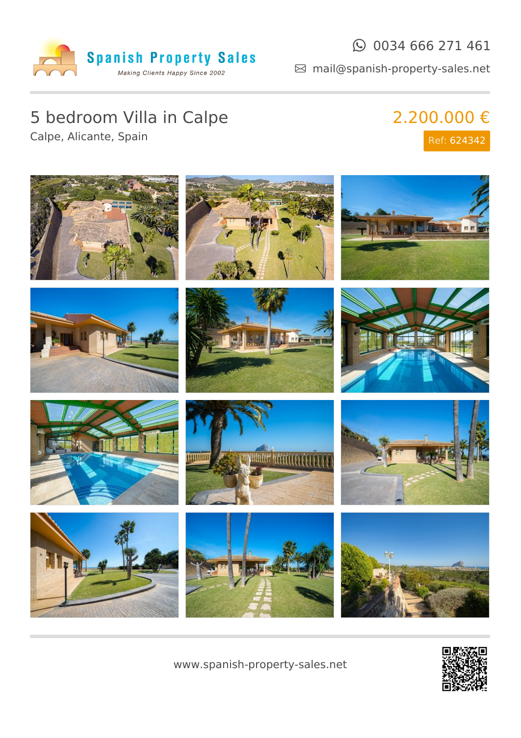Spanish Property Sales

*Making Clients Happy Since 2002*

0034 666 271 461

mail@spanish-property-sales.net

# 5 bedroom Villa in Calpe

Calpe, Alicante, Spain

2.200.000 €

Ref: 624342

www.spanish-property-sales.net